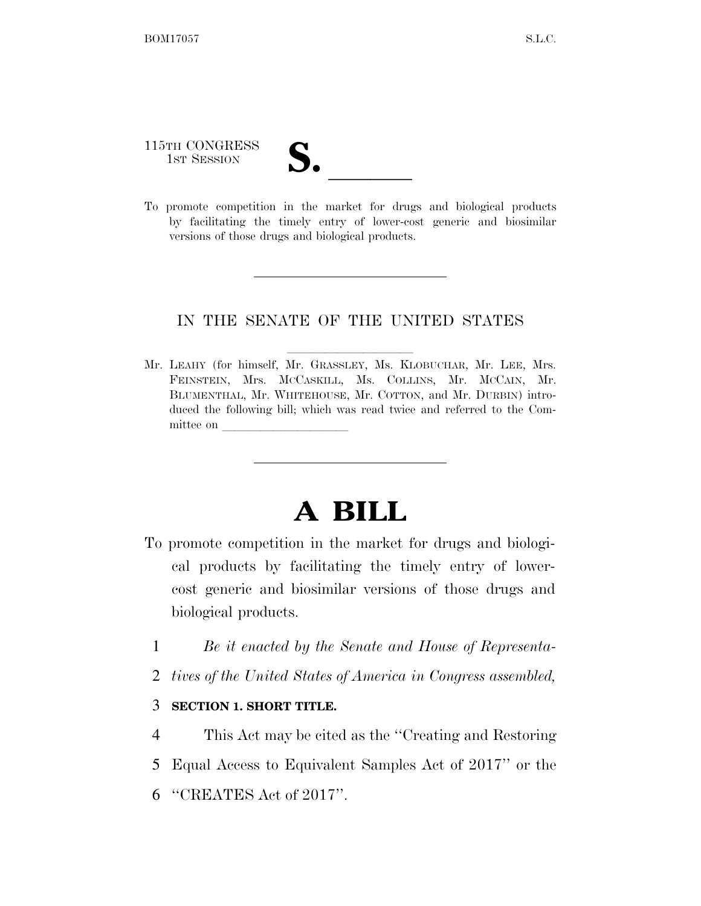115TH CONGRESS
1ST SESSION

# S. \_\_\_\_\_\_

To promote competition in the market for drugs and biological products by facilitating the timely entry of lower-cost generic and biosimilar versions of those drugs and biological products.

---

IN THE SENATE OF THE UNITED STATES

Mr. LEAHY (for himself, Mr. GRASSLEY, Ms. KLOBUCHAR, Mr. LEE, Mrs. FEINSTEIN, Mrs. MCCASKILL, Ms. COLLINS, Mr. MCCAIN, Mr. BLUMENTHAL, Mr. WHITEHOUSE, Mr. COTTON, and Mr. DURBIN) introduced the following bill; which was read twice and referred to the Committee on \_\_\_\_\_\_\_\_\_\_\_\_\_\_\_\_\_\_\_\_

---

# A BILL

To promote competition in the market for drugs and biological products by facilitating the timely entry of lower-cost generic and biosimilar versions of those drugs and biological products.

1 *Be it enacted by the Senate and House of Representa-*
2 *tives of the United States of America in Congress assembled,*

3 **SECTION 1. SHORT TITLE.**

4 This Act may be cited as the ''Creating and Restoring
5 Equal Access to Equivalent Samples Act of 2017'' or the
6 ''CREATES Act of 2017''.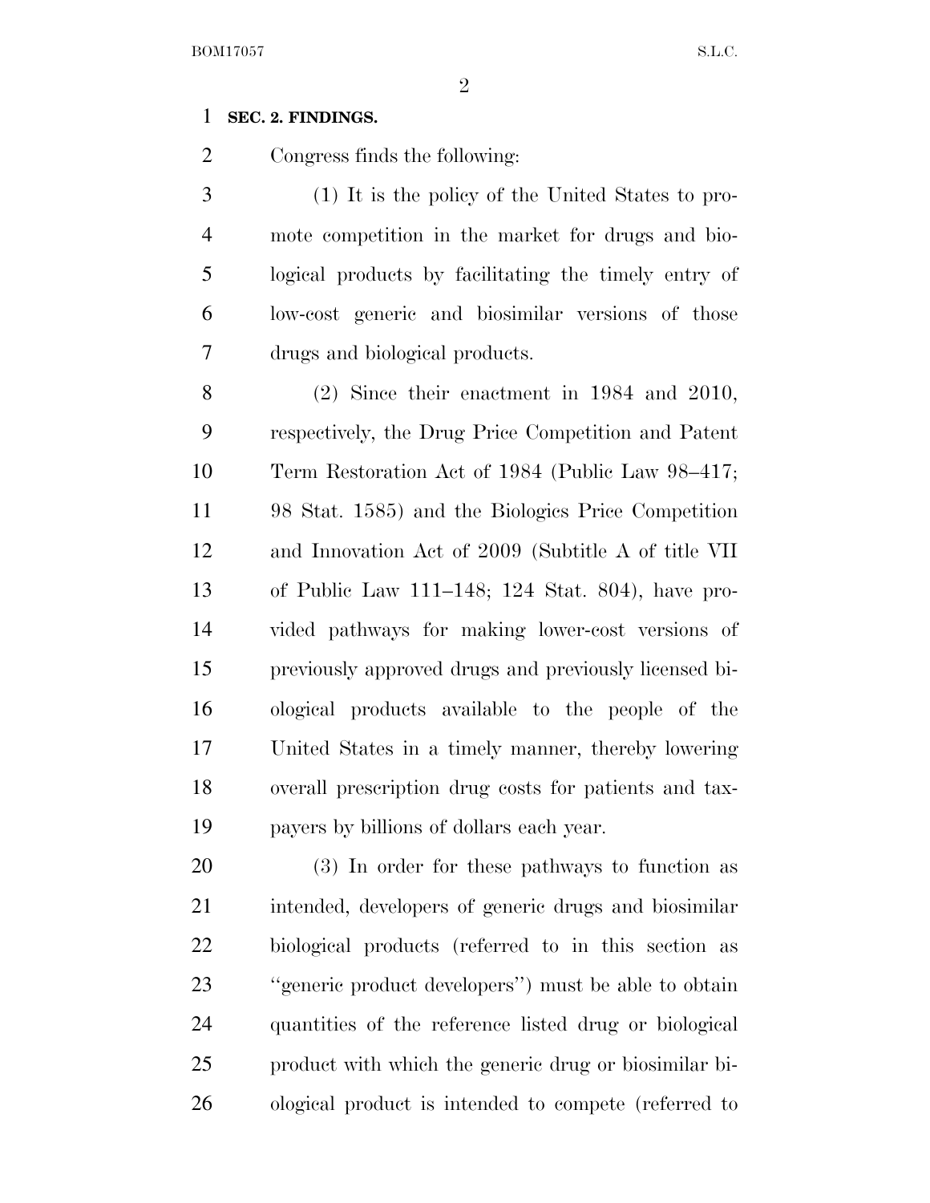**SEC. 2. FINDINGS.**

Congress finds the following:

(1) It is the policy of the United States to promote competition in the market for drugs and biological products by facilitating the timely entry of low-cost generic and biosimilar versions of those drugs and biological products.

(2) Since their enactment in 1984 and 2010, respectively, the Drug Price Competition and Patent Term Restoration Act of 1984 (Public Law 98–417; 98 Stat. 1585) and the Biologics Price Competition and Innovation Act of 2009 (Subtitle A of title VII of Public Law 111–148; 124 Stat. 804), have provided pathways for making lower-cost versions of previously approved drugs and previously licensed biological products available to the people of the United States in a timely manner, thereby lowering overall prescription drug costs for patients and taxpayers by billions of dollars each year.

(3) In order for these pathways to function as intended, developers of generic drugs and biosimilar biological products (referred to in this section as ''generic product developers'') must be able to obtain quantities of the reference listed drug or biological product with which the generic drug or biosimilar biological product is intended to compete (referred to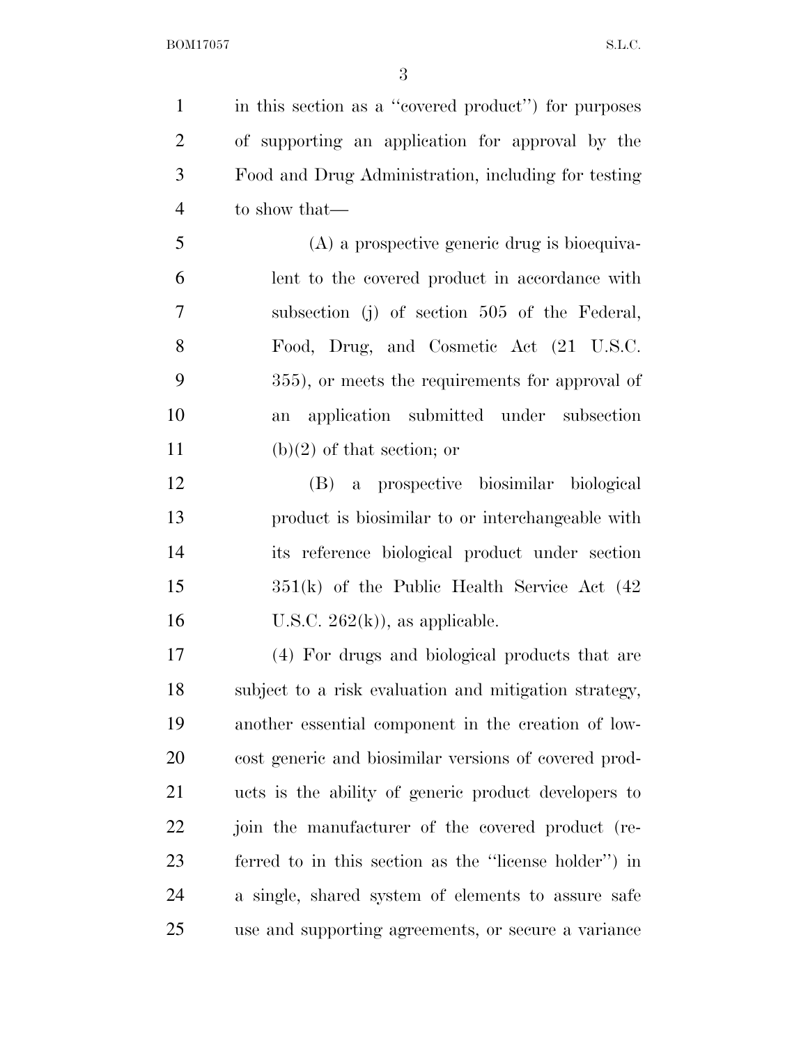in this section as a "covered product") for purposes of supporting an application for approval by the Food and Drug Administration, including for testing to show that—

(A) a prospective generic drug is bioequivalent to the covered product in accordance with subsection (j) of section 505 of the Federal, Food, Drug, and Cosmetic Act (21 U.S.C. 355), or meets the requirements for approval of an application submitted under subsection (b)(2) of that section; or

(B) a prospective biosimilar biological product is biosimilar to or interchangeable with its reference biological product under section 351(k) of the Public Health Service Act (42 U.S.C. 262(k)), as applicable.

(4) For drugs and biological products that are subject to a risk evaluation and mitigation strategy, another essential component in the creation of low-cost generic and biosimilar versions of covered products is the ability of generic product developers to join the manufacturer of the covered product (referred to in this section as the "license holder") in a single, shared system of elements to assure safe use and supporting agreements, or secure a variance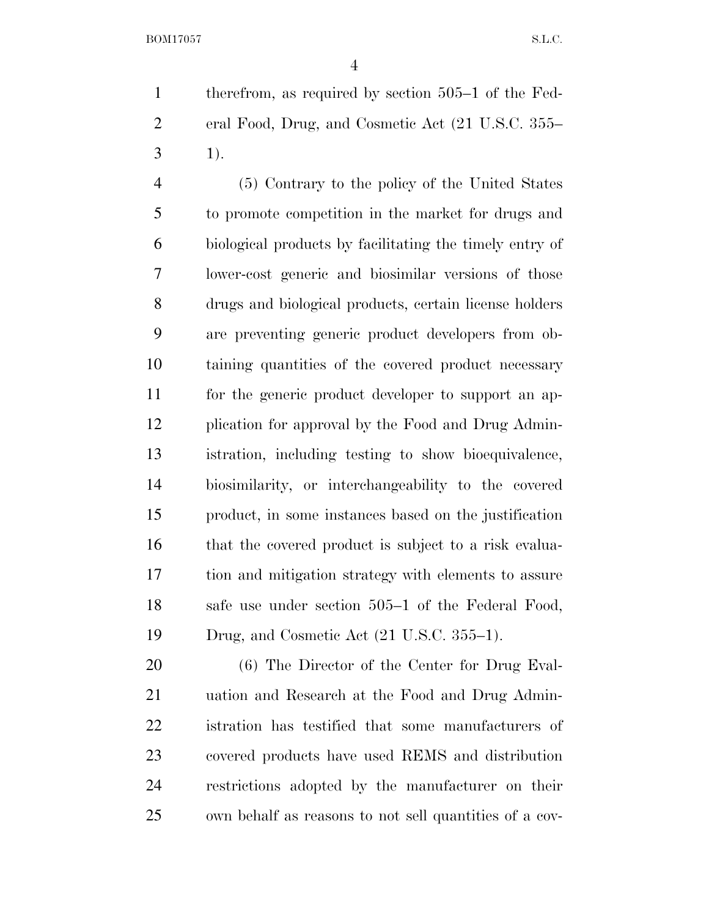therefrom, as required by section 505–1 of the Federal Food, Drug, and Cosmetic Act (21 U.S.C. 355–1).

(5) Contrary to the policy of the United States to promote competition in the market for drugs and biological products by facilitating the timely entry of lower-cost generic and biosimilar versions of those drugs and biological products, certain license holders are preventing generic product developers from obtaining quantities of the covered product necessary for the generic product developer to support an application for approval by the Food and Drug Administration, including testing to show bioequivalence, biosimilarity, or interchangeability to the covered product, in some instances based on the justification that the covered product is subject to a risk evaluation and mitigation strategy with elements to assure safe use under section 505–1 of the Federal Food, Drug, and Cosmetic Act (21 U.S.C. 355–1).

(6) The Director of the Center for Drug Evaluation and Research at the Food and Drug Administration has testified that some manufacturers of covered products have used REMS and distribution restrictions adopted by the manufacturer on their own behalf as reasons to not sell quantities of a cov-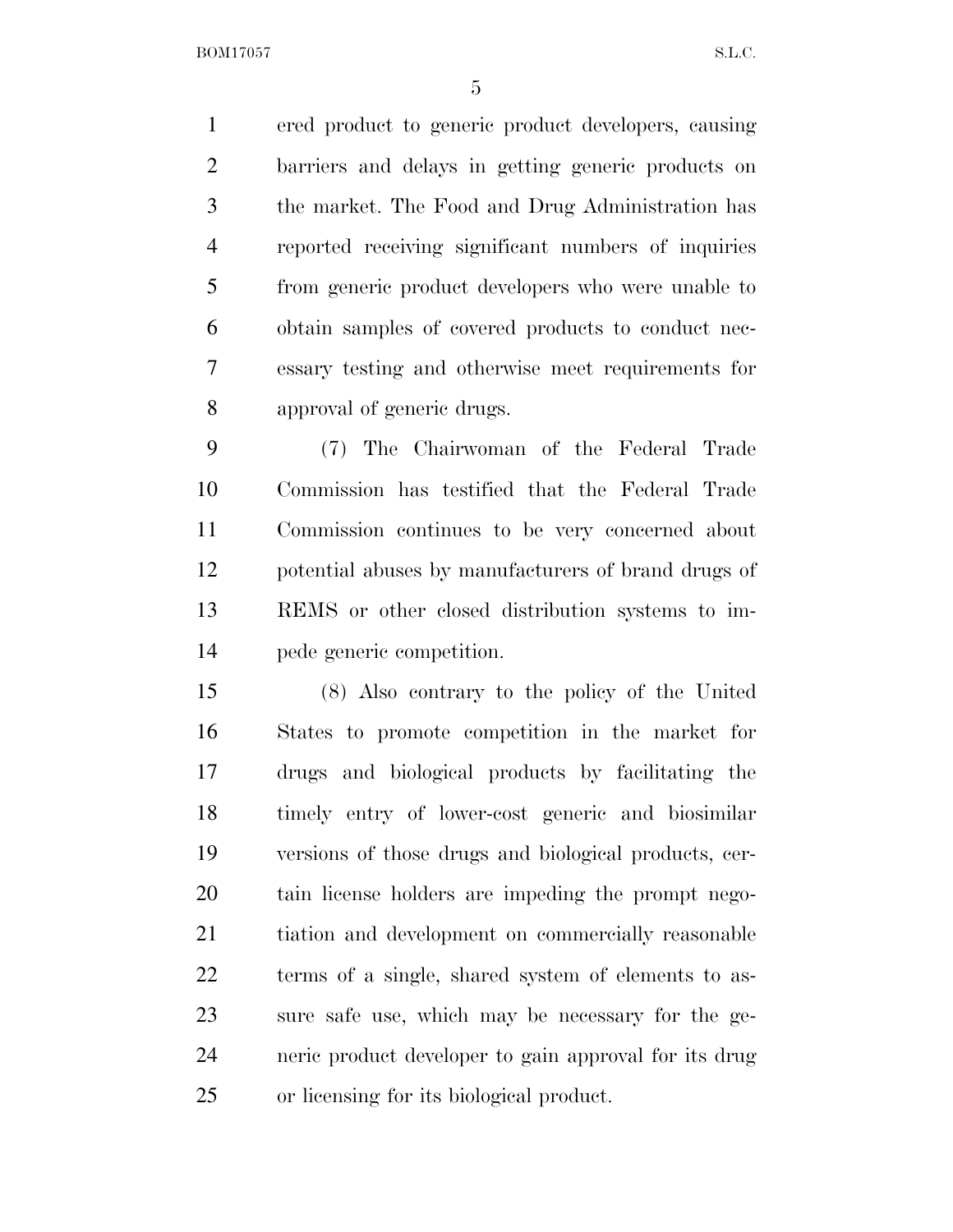ered product to generic product developers, causing barriers and delays in getting generic products on the market. The Food and Drug Administration has reported receiving significant numbers of inquiries from generic product developers who were unable to obtain samples of covered products to conduct necessary testing and otherwise meet requirements for approval of generic drugs.

(7) The Chairwoman of the Federal Trade Commission has testified that the Federal Trade Commission continues to be very concerned about potential abuses by manufacturers of brand drugs of REMS or other closed distribution systems to impede generic competition.

(8) Also contrary to the policy of the United States to promote competition in the market for drugs and biological products by facilitating the timely entry of lower-cost generic and biosimilar versions of those drugs and biological products, certain license holders are impeding the prompt negotiation and development on commercially reasonable terms of a single, shared system of elements to assure safe use, which may be necessary for the generic product developer to gain approval for its drug or licensing for its biological product.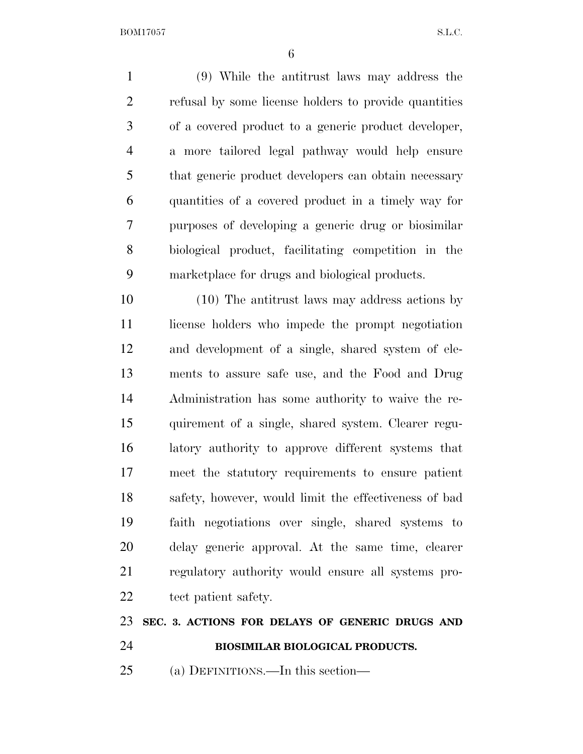(9) While the antitrust laws may address the refusal by some license holders to provide quantities of a covered product to a generic product developer, a more tailored legal pathway would help ensure that generic product developers can obtain necessary quantities of a covered product in a timely way for purposes of developing a generic drug or biosimilar biological product, facilitating competition in the marketplace for drugs and biological products.

(10) The antitrust laws may address actions by license holders who impede the prompt negotiation and development of a single, shared system of elements to assure safe use, and the Food and Drug Administration has some authority to waive the requirement of a single, shared system. Clearer regulatory authority to approve different systems that meet the statutory requirements to ensure patient safety, however, would limit the effectiveness of bad faith negotiations over single, shared systems to delay generic approval. At the same time, clearer regulatory authority would ensure all systems protect patient safety.

## SEC. 3. ACTIONS FOR DELAYS OF GENERIC DRUGS AND BIOSIMILAR BIOLOGICAL PRODUCTS.

(a) DEFINITIONS.—In this section—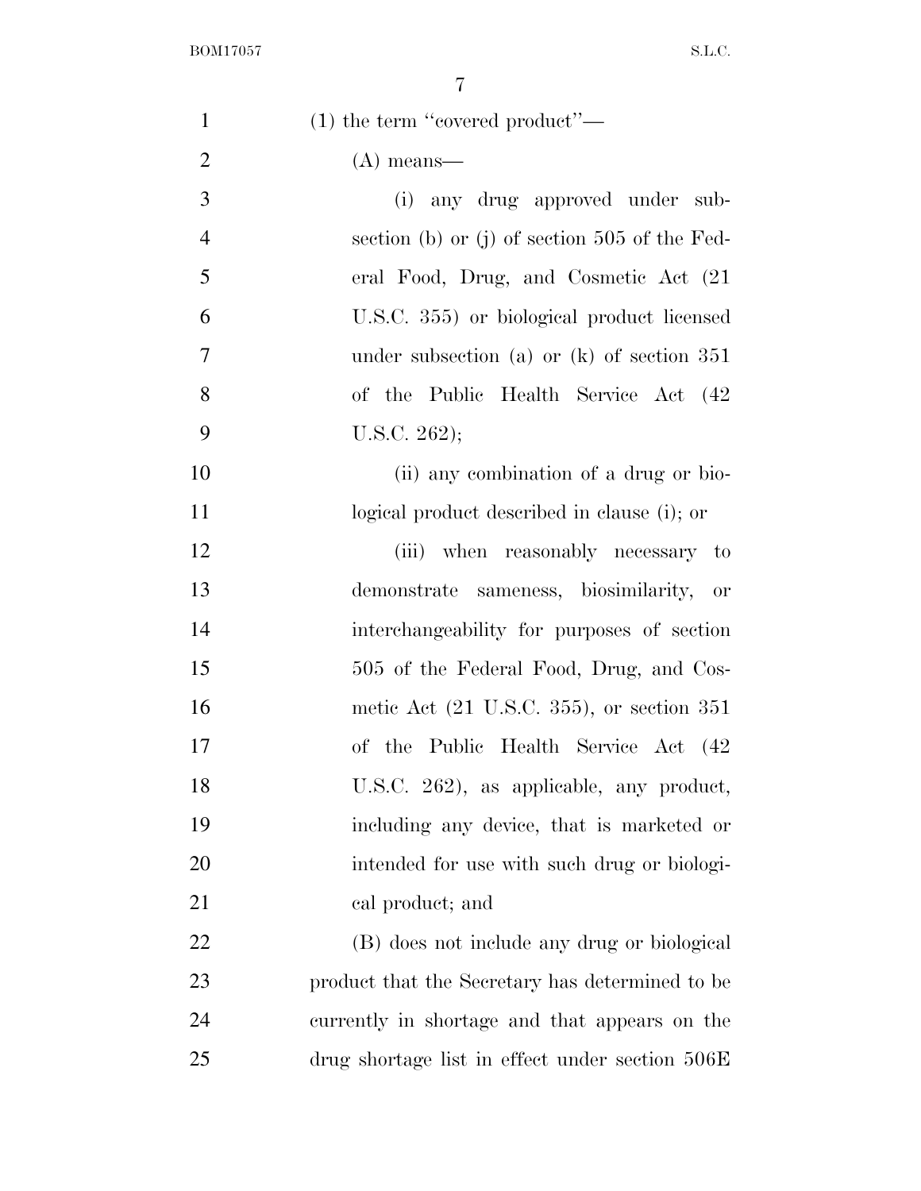(1) the term "covered product"—

(A) means—

(i) any drug approved under subsection (b) or (j) of section 505 of the Federal Food, Drug, and Cosmetic Act (21 U.S.C. 355) or biological product licensed under subsection (a) or (k) of section 351 of the Public Health Service Act (42 U.S.C. 262);

(ii) any combination of a drug or biological product described in clause (i); or

(iii) when reasonably necessary to demonstrate sameness, biosimilarity, or interchangeability for purposes of section 505 of the Federal Food, Drug, and Cosmetic Act (21 U.S.C. 355), or section 351 of the Public Health Service Act (42 U.S.C. 262), as applicable, any product, including any device, that is marketed or intended for use with such drug or biological product; and

(B) does not include any drug or biological product that the Secretary has determined to be currently in shortage and that appears on the drug shortage list in effect under section 506E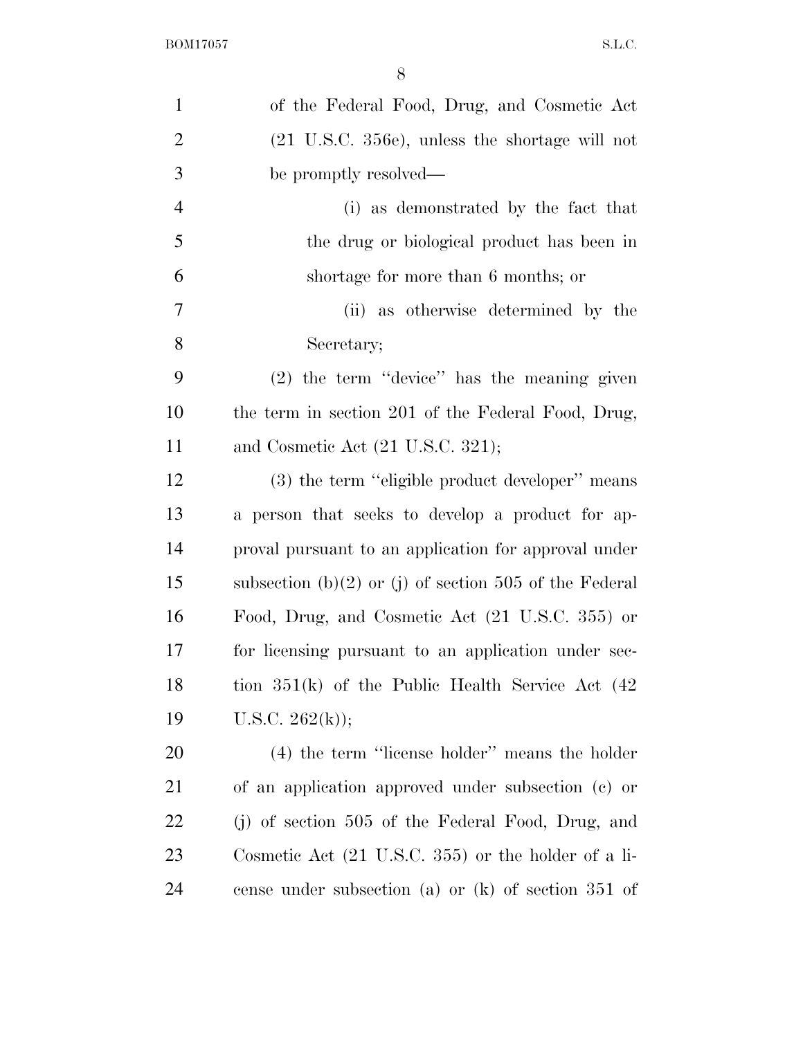of the Federal Food, Drug, and Cosmetic Act (21 U.S.C. 356e), unless the shortage will not be promptly resolved—

(i) as demonstrated by the fact that the drug or biological product has been in shortage for more than 6 months; or

(ii) as otherwise determined by the Secretary;

(2) the term ''device'' has the meaning given the term in section 201 of the Federal Food, Drug, and Cosmetic Act (21 U.S.C. 321);

(3) the term ''eligible product developer'' means a person that seeks to develop a product for approval pursuant to an application for approval under subsection (b)(2) or (j) of section 505 of the Federal Food, Drug, and Cosmetic Act (21 U.S.C. 355) or for licensing pursuant to an application under section 351(k) of the Public Health Service Act (42 U.S.C. 262(k));

(4) the term ''license holder'' means the holder of an application approved under subsection (c) or (j) of section 505 of the Federal Food, Drug, and Cosmetic Act (21 U.S.C. 355) or the holder of a license under subsection (a) or (k) of section 351 of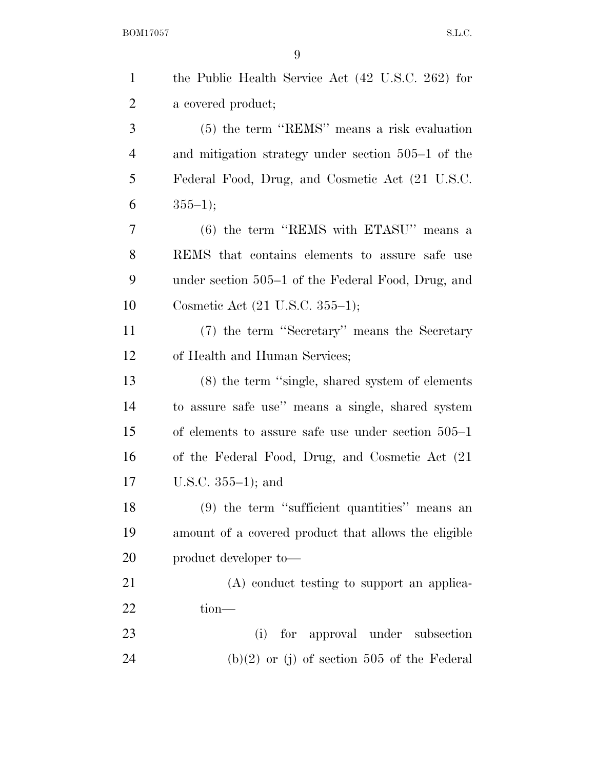the Public Health Service Act (42 U.S.C. 262) for a covered product;

(5) the term ''REMS'' means a risk evaluation and mitigation strategy under section 505–1 of the Federal Food, Drug, and Cosmetic Act (21 U.S.C. 355–1);

(6) the term ''REMS with ETASU'' means a REMS that contains elements to assure safe use under section 505–1 of the Federal Food, Drug, and Cosmetic Act (21 U.S.C. 355–1);

(7) the term ''Secretary'' means the Secretary of Health and Human Services;

(8) the term ''single, shared system of elements to assure safe use'' means a single, shared system of elements to assure safe use under section 505–1 of the Federal Food, Drug, and Cosmetic Act (21 U.S.C. 355–1); and

(9) the term ''sufficient quantities'' means an amount of a covered product that allows the eligible product developer to—

(A) conduct testing to support an application—

(i) for approval under subsection (b)(2) or (j) of section 505 of the Federal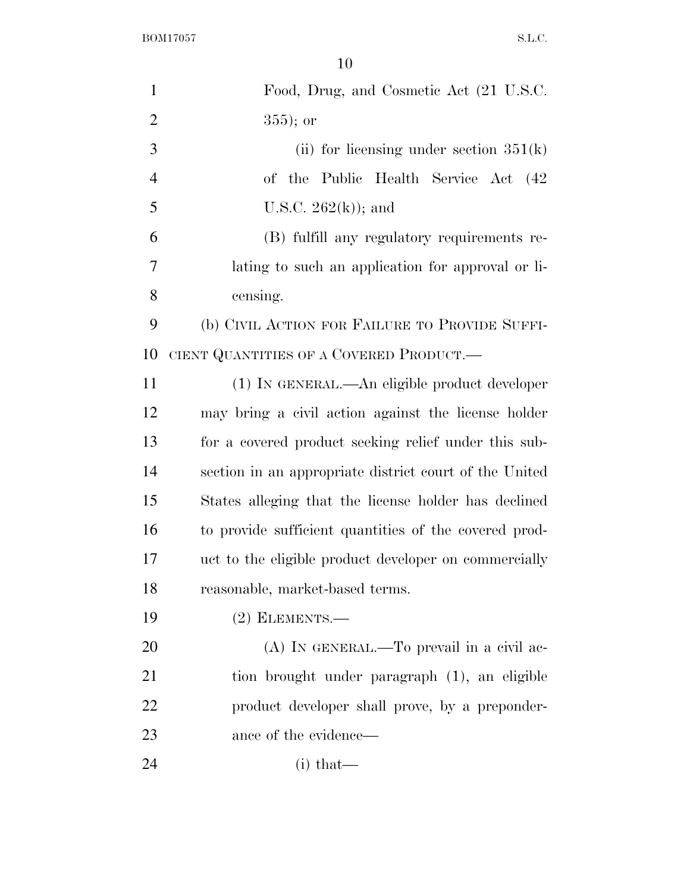Food, Drug, and Cosmetic Act (21 U.S.C. 355); or

(ii) for licensing under section 351(k) of the Public Health Service Act (42 U.S.C. 262(k)); and

(B) fulfill any regulatory requirements relating to such an application for approval or licensing.

(b) CIVIL ACTION FOR FAILURE TO PROVIDE SUFFICIENT QUANTITIES OF A COVERED PRODUCT.—

(1) IN GENERAL.—An eligible product developer may bring a civil action against the license holder for a covered product seeking relief under this subsection in an appropriate district court of the United States alleging that the license holder has declined to provide sufficient quantities of the covered product to the eligible product developer on commercially reasonable, market-based terms.

(2) ELEMENTS.—

(A) IN GENERAL.—To prevail in a civil action brought under paragraph (1), an eligible product developer shall prove, by a preponderance of the evidence—

(i) that—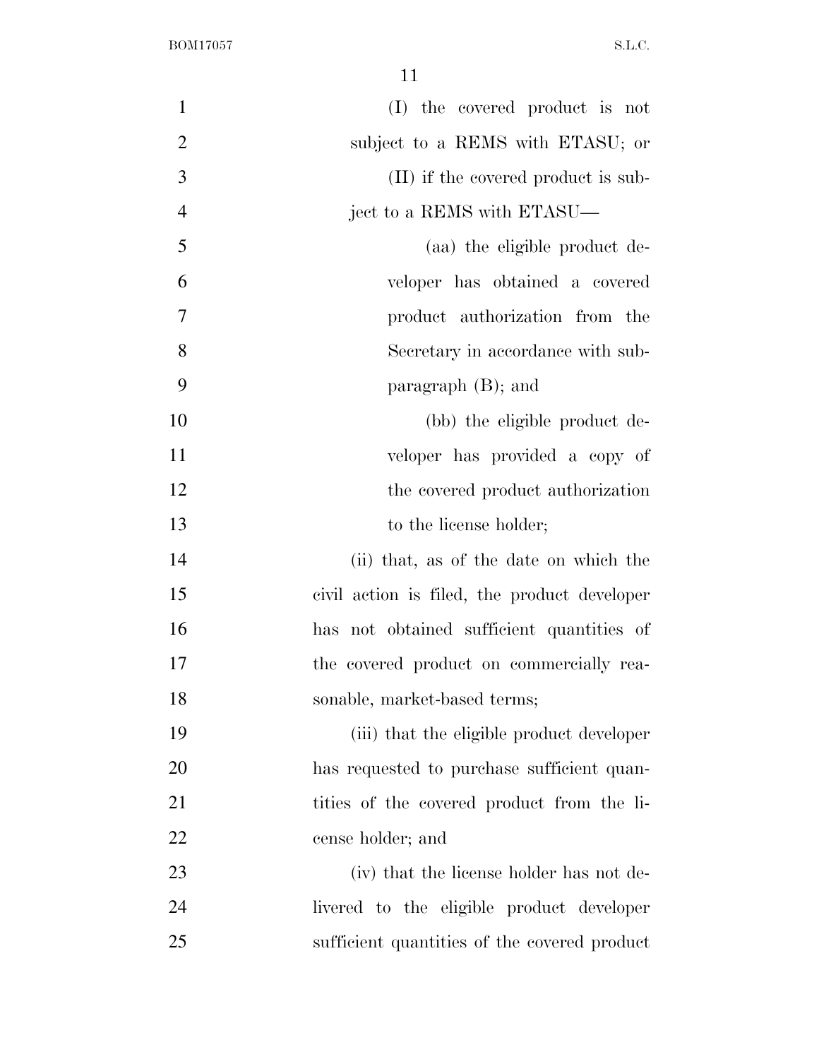(I) the covered product is not subject to a REMS with ETASU; or

(II) if the covered product is subject to a REMS with ETASU—

(aa) the eligible product developer has obtained a covered product authorization from the Secretary in accordance with subparagraph (B); and

(bb) the eligible product developer has provided a copy of the covered product authorization to the license holder;

(ii) that, as of the date on which the civil action is filed, the product developer has not obtained sufficient quantities of the covered product on commercially reasonable, market-based terms;

(iii) that the eligible product developer has requested to purchase sufficient quantities of the covered product from the license holder; and

(iv) that the license holder has not delivered to the eligible product developer sufficient quantities of the covered product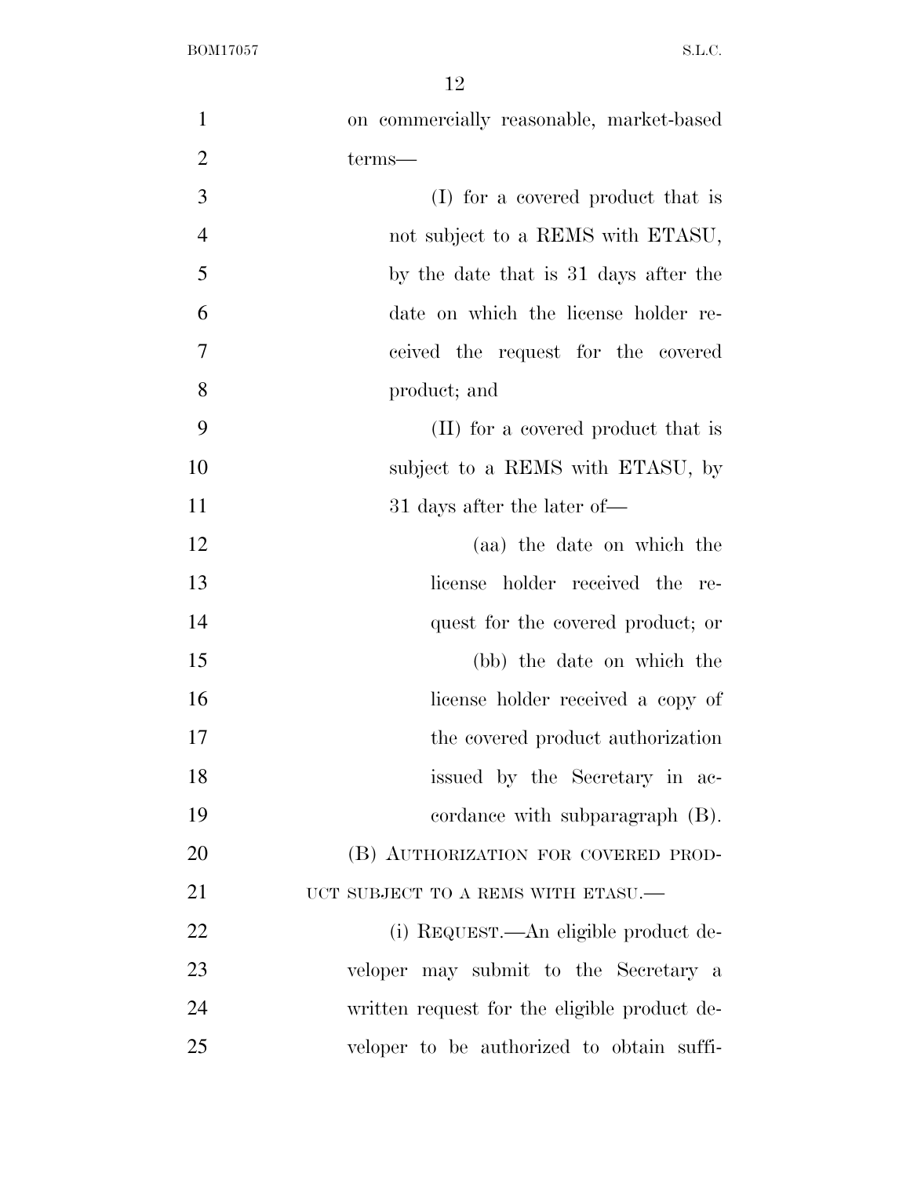on commercially reasonable, market-based terms—

(I) for a covered product that is not subject to a REMS with ETASU, by the date that is 31 days after the date on which the license holder received the request for the covered product; and

(II) for a covered product that is subject to a REMS with ETASU, by 31 days after the later of—

(aa) the date on which the license holder received the request for the covered product; or

(bb) the date on which the license holder received a copy of the covered product authorization issued by the Secretary in accordance with subparagraph (B).

(B) AUTHORIZATION FOR COVERED PRODUCT SUBJECT TO A REMS WITH ETASU.—

(i) REQUEST.—An eligible product developer may submit to the Secretary a written request for the eligible product developer to be authorized to obtain suffi-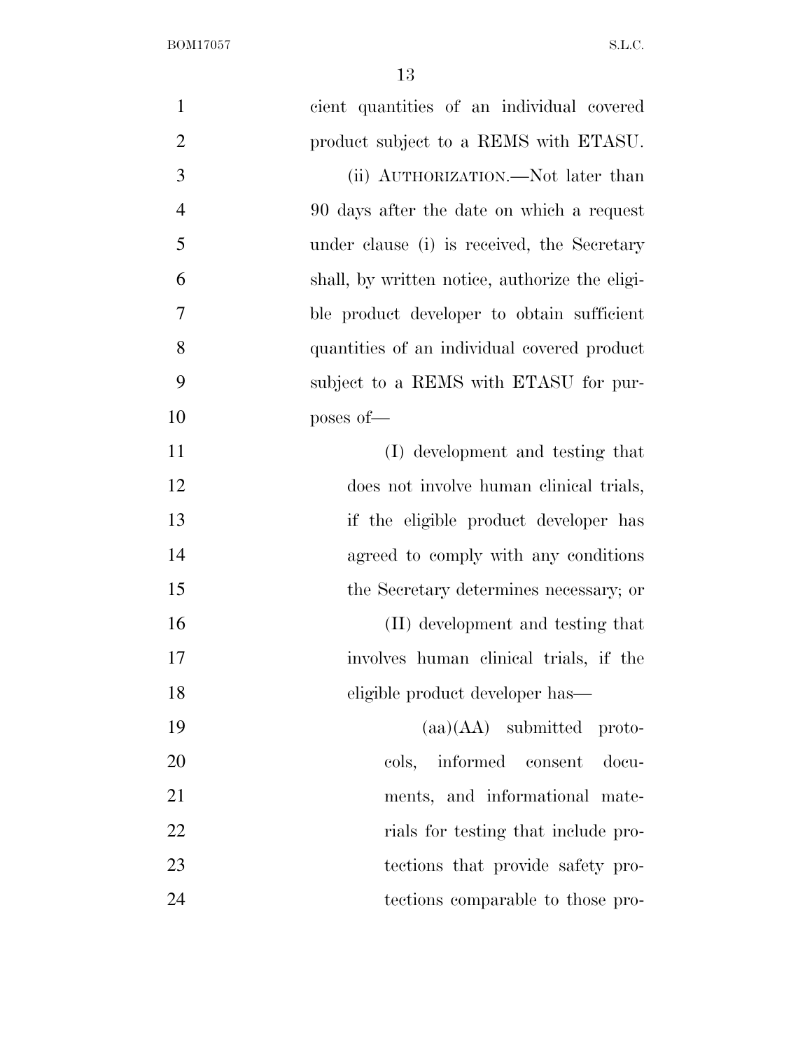cient quantities of an individual covered product subject to a REMS with ETASU.

(ii) AUTHORIZATION.—Not later than 90 days after the date on which a request under clause (i) is received, the Secretary shall, by written notice, authorize the eligible product developer to obtain sufficient quantities of an individual covered product subject to a REMS with ETASU for purposes of—

(I) development and testing that does not involve human clinical trials, if the eligible product developer has agreed to comply with any conditions the Secretary determines necessary; or

(II) development and testing that involves human clinical trials, if the eligible product developer has—

(aa)(AA) submitted protocols, informed consent documents, and informational materials for testing that include protections that provide safety protections comparable to those pro-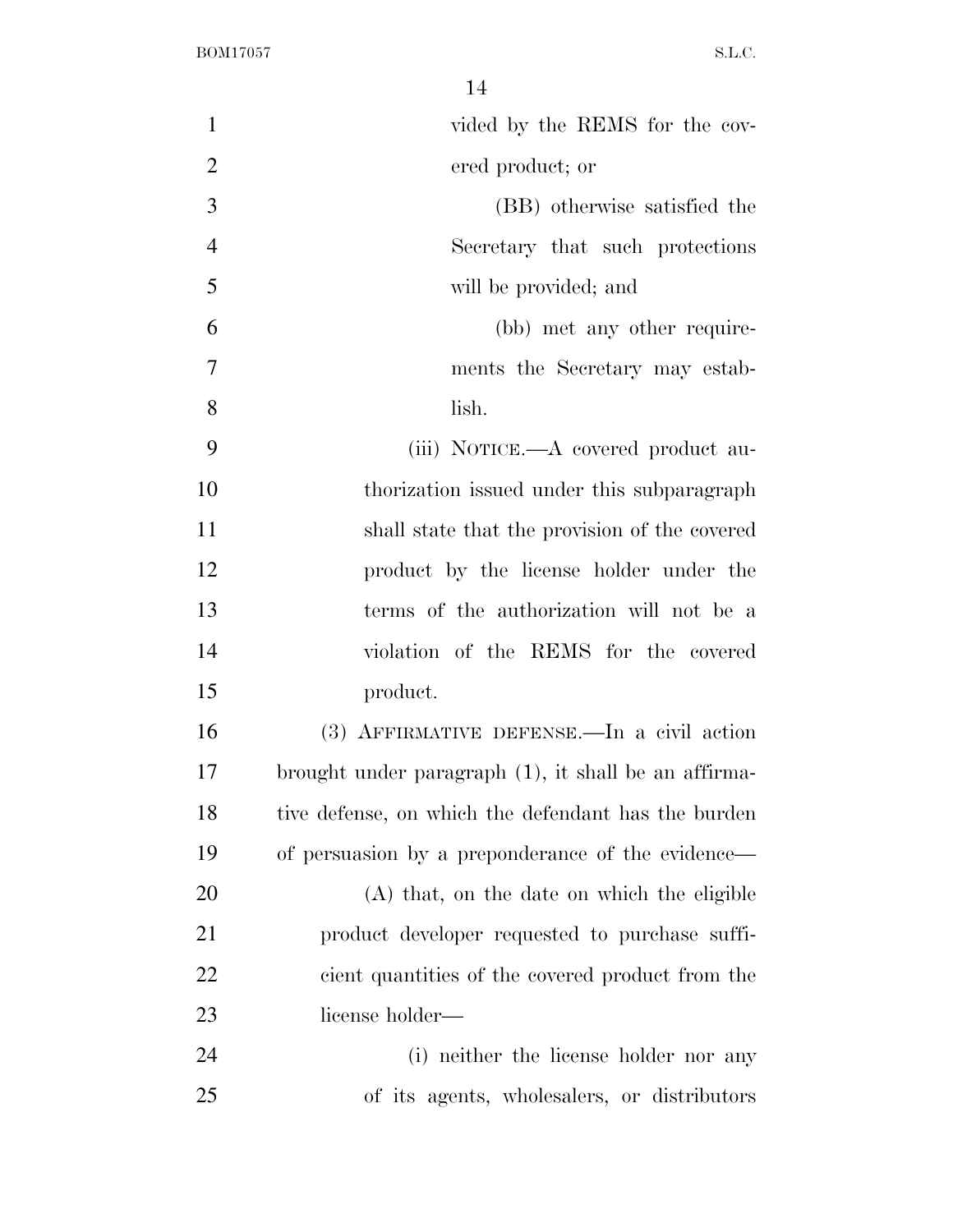vided by the REMS for the covered product; or

(BB) otherwise satisfied the Secretary that such protections will be provided; and

(bb) met any other requirements the Secretary may establish.

(iii) NOTICE.—A covered product authorization issued under this subparagraph shall state that the provision of the covered product by the license holder under the terms of the authorization will not be a violation of the REMS for the covered product.

(3) AFFIRMATIVE DEFENSE.—In a civil action brought under paragraph (1), it shall be an affirmative defense, on which the defendant has the burden of persuasion by a preponderance of the evidence—

(A) that, on the date on which the eligible product developer requested to purchase sufficient quantities of the covered product from the license holder—

(i) neither the license holder nor any of its agents, wholesalers, or distributors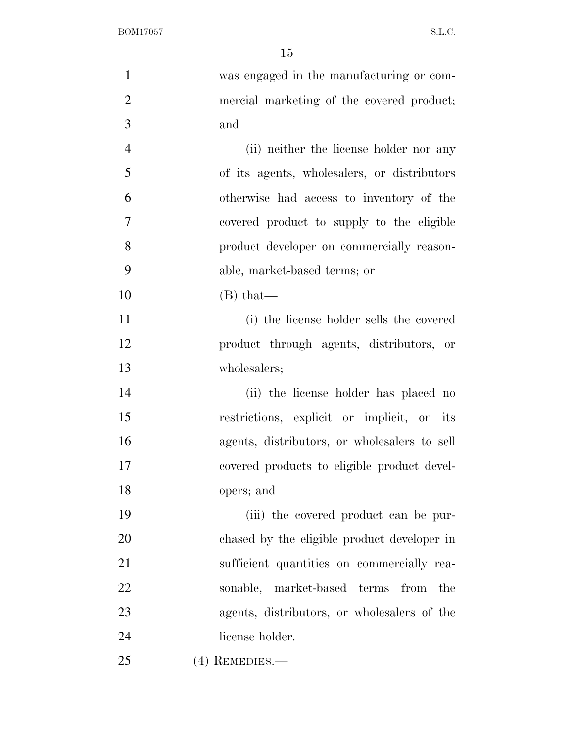was engaged in the manufacturing or commercial marketing of the covered product; and

(ii) neither the license holder nor any of its agents, wholesalers, or distributors otherwise had access to inventory of the covered product to supply to the eligible product developer on commercially reasonable, market-based terms; or

(B) that—

(i) the license holder sells the covered product through agents, distributors, or wholesalers;

(ii) the license holder has placed no restrictions, explicit or implicit, on its agents, distributors, or wholesalers to sell covered products to eligible product developers; and

(iii) the covered product can be purchased by the eligible product developer in sufficient quantities on commercially reasonable, market-based terms from the agents, distributors, or wholesalers of the license holder.

(4) REMEDIES.—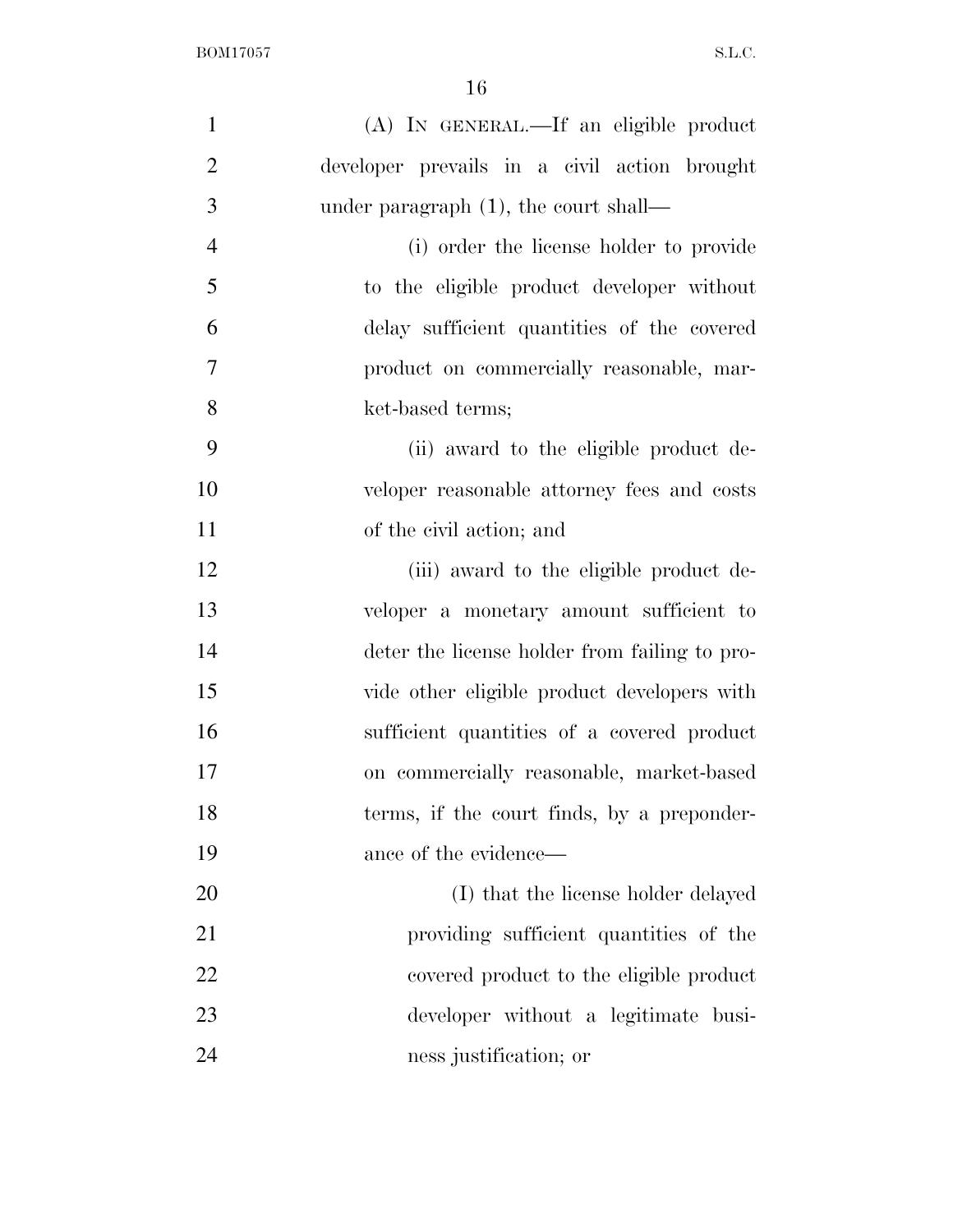(A) IN GENERAL.—If an eligible product developer prevails in a civil action brought under paragraph (1), the court shall—

(i) order the license holder to provide to the eligible product developer without delay sufficient quantities of the covered product on commercially reasonable, market-based terms;

(ii) award to the eligible product developer reasonable attorney fees and costs of the civil action; and

(iii) award to the eligible product developer a monetary amount sufficient to deter the license holder from failing to provide other eligible product developers with sufficient quantities of a covered product on commercially reasonable, market-based terms, if the court finds, by a preponderance of the evidence—

(I) that the license holder delayed providing sufficient quantities of the covered product to the eligible product developer without a legitimate business justification; or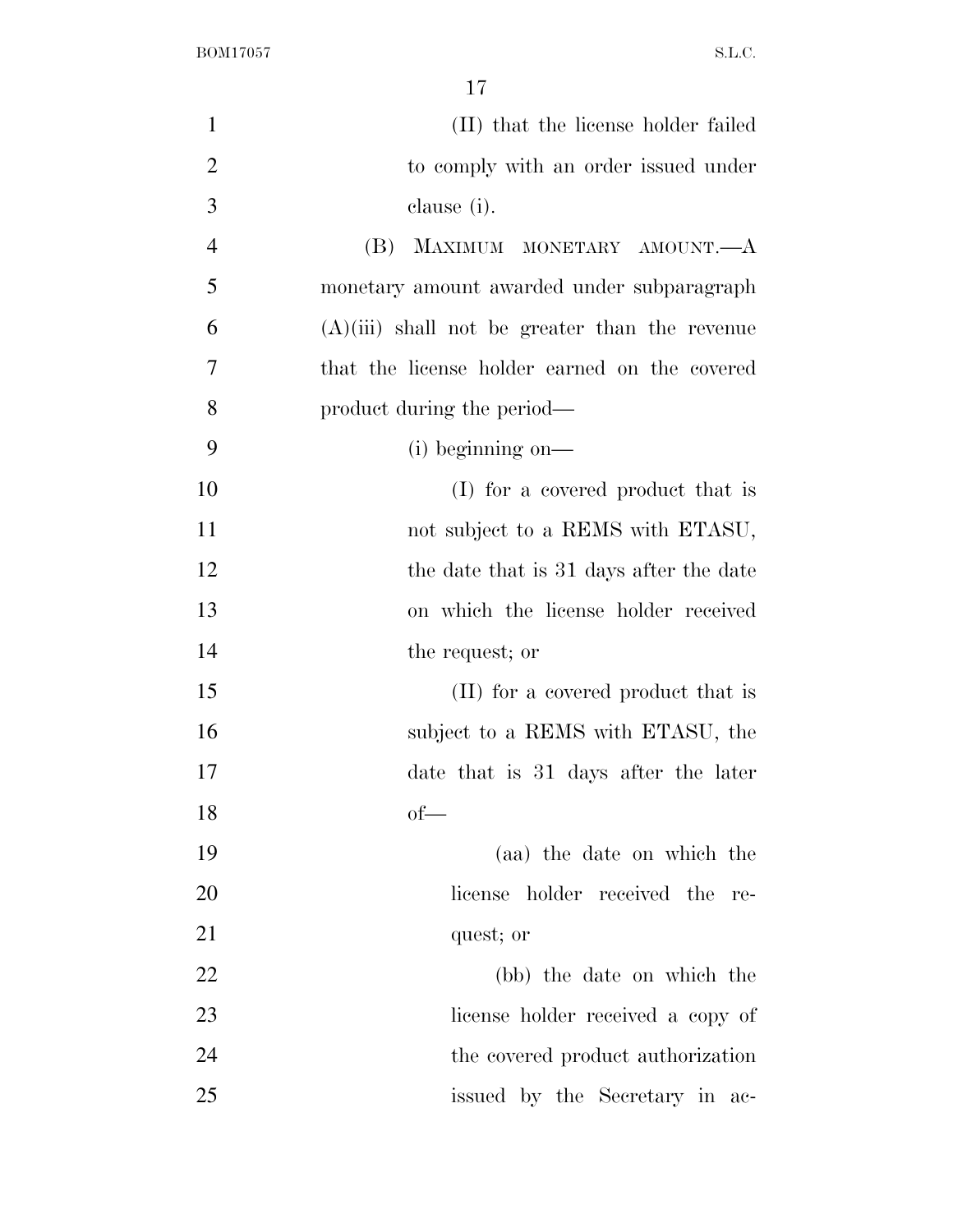(II) that the license holder failed to comply with an order issued under clause (i).

(B) MAXIMUM MONETARY AMOUNT.—A monetary amount awarded under subparagraph (A)(iii) shall not be greater than the revenue that the license holder earned on the covered product during the period—

(i) beginning on—

(I) for a covered product that is not subject to a REMS with ETASU, the date that is 31 days after the date on which the license holder received the request; or

(II) for a covered product that is subject to a REMS with ETASU, the date that is 31 days after the later of—

(aa) the date on which the license holder received the request; or

(bb) the date on which the license holder received a copy of the covered product authorization issued by the Secretary in ac-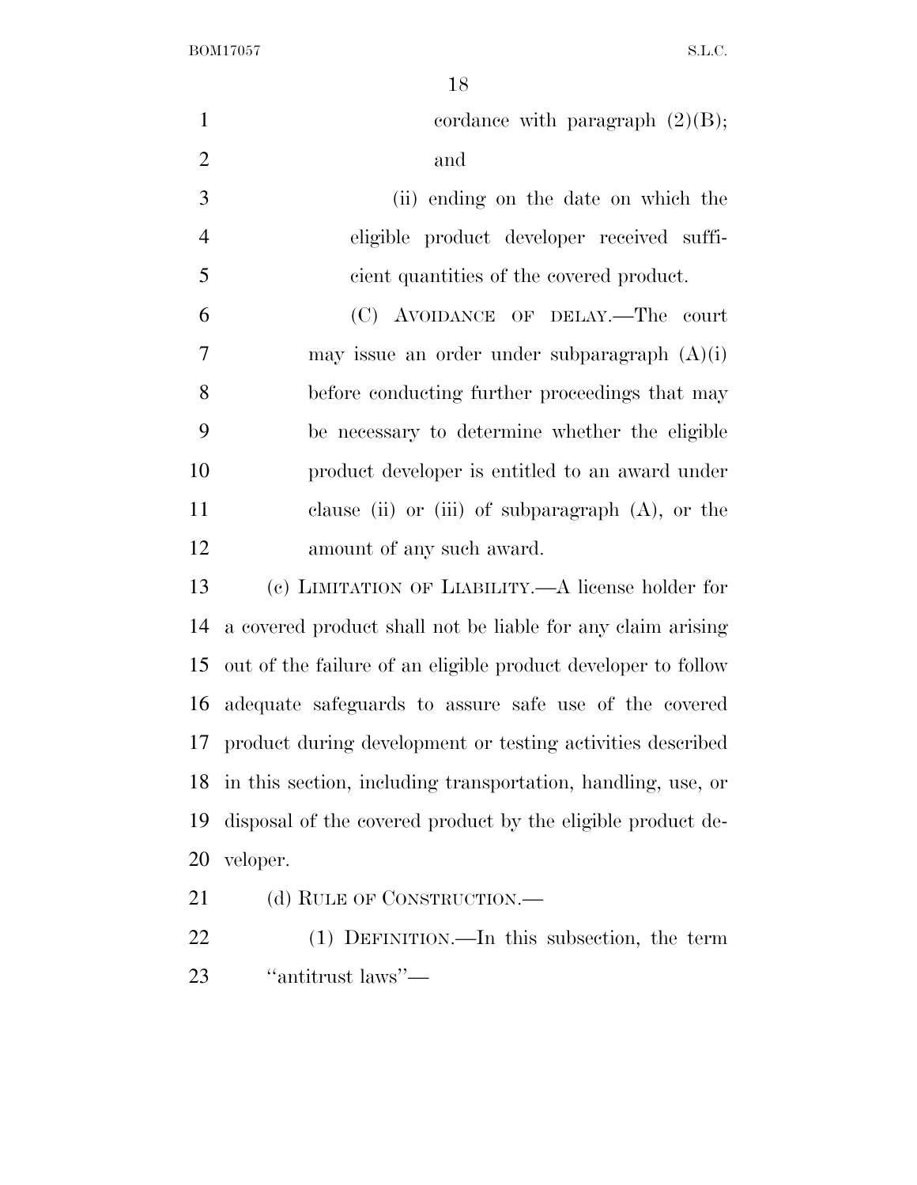cordance with paragraph (2)(B); and

(ii) ending on the date on which the eligible product developer received sufficient quantities of the covered product.

(C) AVOIDANCE OF DELAY.—The court may issue an order under subparagraph (A)(i) before conducting further proceedings that may be necessary to determine whether the eligible product developer is entitled to an award under clause (ii) or (iii) of subparagraph (A), or the amount of any such award.

(c) LIMITATION OF LIABILITY.—A license holder for a covered product shall not be liable for any claim arising out of the failure of an eligible product developer to follow adequate safeguards to assure safe use of the covered product during development or testing activities described in this section, including transportation, handling, use, or disposal of the covered product by the eligible product developer.

(d) RULE OF CONSTRUCTION.—

(1) DEFINITION.—In this subsection, the term "antitrust laws"—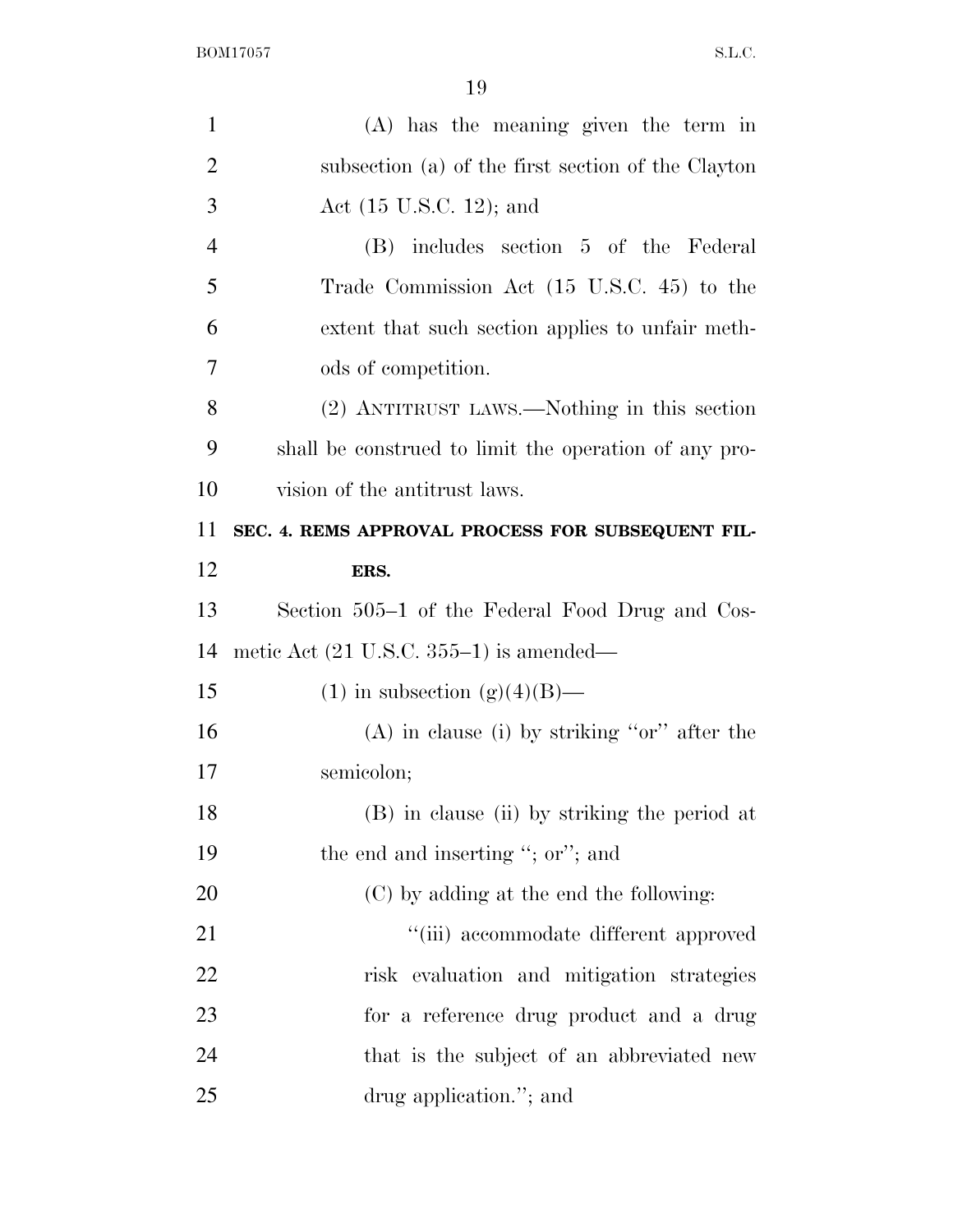(A) has the meaning given the term in subsection (a) of the first section of the Clayton Act (15 U.S.C. 12); and

(B) includes section 5 of the Federal Trade Commission Act (15 U.S.C. 45) to the extent that such section applies to unfair methods of competition.

(2) ANTITRUST LAWS.—Nothing in this section shall be construed to limit the operation of any provision of the antitrust laws.

**SEC. 4. REMS APPROVAL PROCESS FOR SUBSEQUENT FILERS.**

Section 505–1 of the Federal Food Drug and Cosmetic Act (21 U.S.C. 355–1) is amended—

(1) in subsection (g)(4)(B)—

(A) in clause (i) by striking ''or'' after the semicolon;

(B) in clause (ii) by striking the period at the end and inserting ''; or''; and

(C) by adding at the end the following:

''(iii) accommodate different approved risk evaluation and mitigation strategies for a reference drug product and a drug that is the subject of an abbreviated new drug application.''; and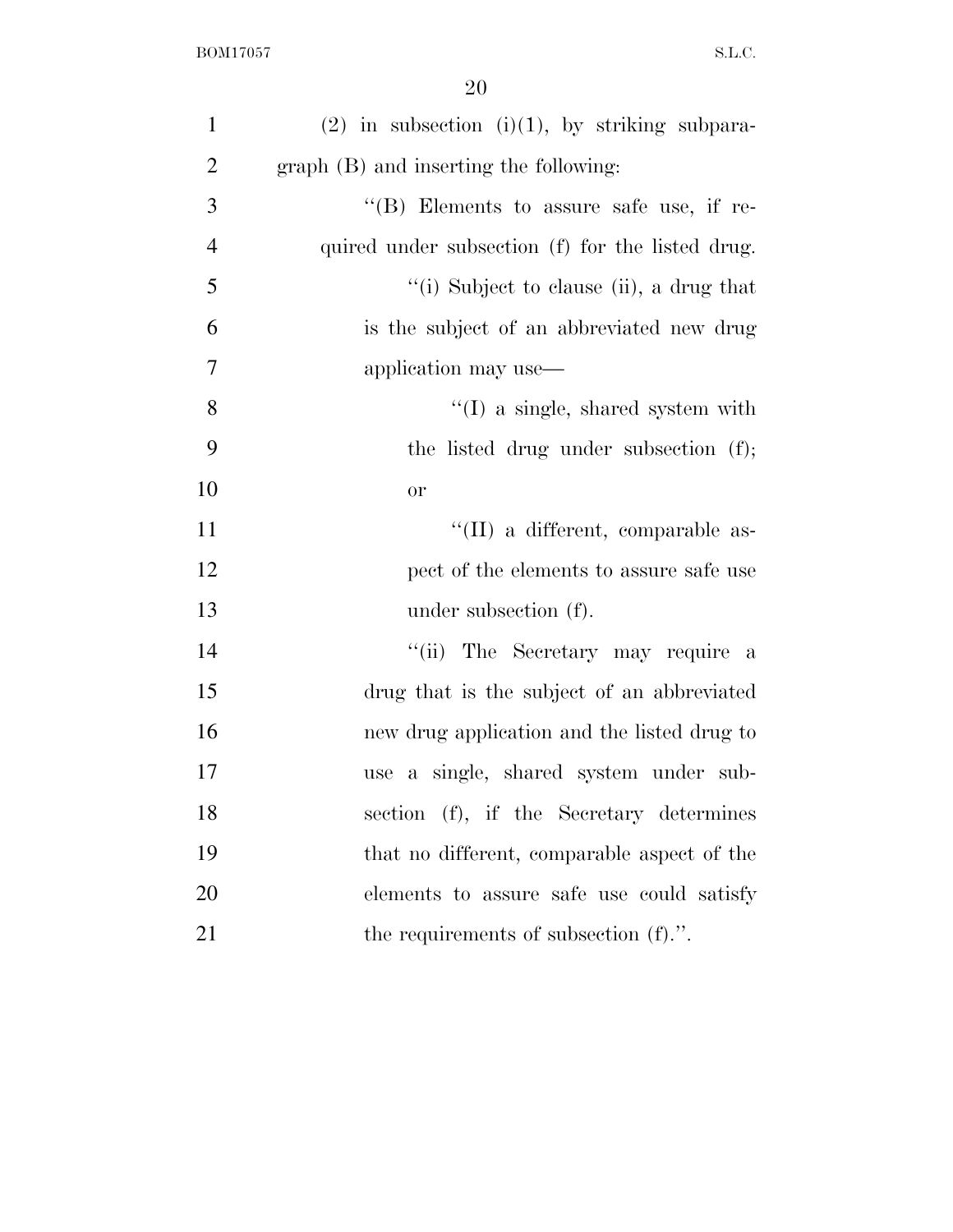(2) in subsection (i)(1), by striking subparagraph (B) and inserting the following:

"(B) Elements to assure safe use, if required under subsection (f) for the listed drug.

"(i) Subject to clause (ii), a drug that is the subject of an abbreviated new drug application may use—

"(I) a single, shared system with the listed drug under subsection (f); or

"(II) a different, comparable aspect of the elements to assure safe use under subsection (f).

"(ii) The Secretary may require a drug that is the subject of an abbreviated new drug application and the listed drug to use a single, shared system under subsection (f), if the Secretary determines that no different, comparable aspect of the elements to assure safe use could satisfy the requirements of subsection (f).".